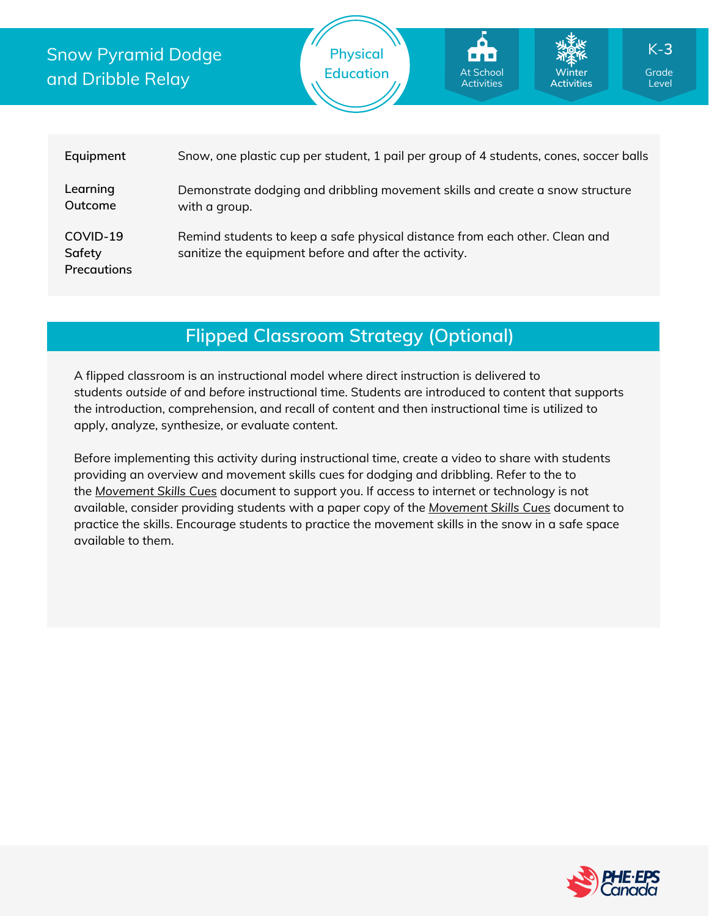# Snow Pyramid Dodge and Dribble Relay

Physical Education

At School Activities | Winter Activities | K-3 Grade Level

| | |
|---|---|
| **Equipment** | Snow, one plastic cup per student, 1 pail per group of 4 students, cones, soccer balls |
| **Learning Outcome** | Demonstrate dodging and dribbling movement skills and create a snow structure with a group. |
| **COVID-19 Safety Precautions** | Remind students to keep a safe physical distance from each other. Clean and sanitize the equipment before and after the activity. |

## Flipped Classroom Strategy (Optional)

A flipped classroom is an instructional model where direct instruction is delivered to students *outside* of and *before* instructional time. Students are introduced to content that supports the introduction, comprehension, and recall of content and then instructional time is utilized to apply, analyze, synthesize, or evaluate content.

Before implementing this activity during instructional time, create a video to share with students providing an overview and movement skills cues for dodging and dribbling. Refer to the to the *Movement Skills Cues* document to support you. If access to internet or technology is not available, consider providing students with a paper copy of the *Movement Skills Cues* document to practice the skills. Encourage students to practice the movement skills in the snow in a safe space available to them.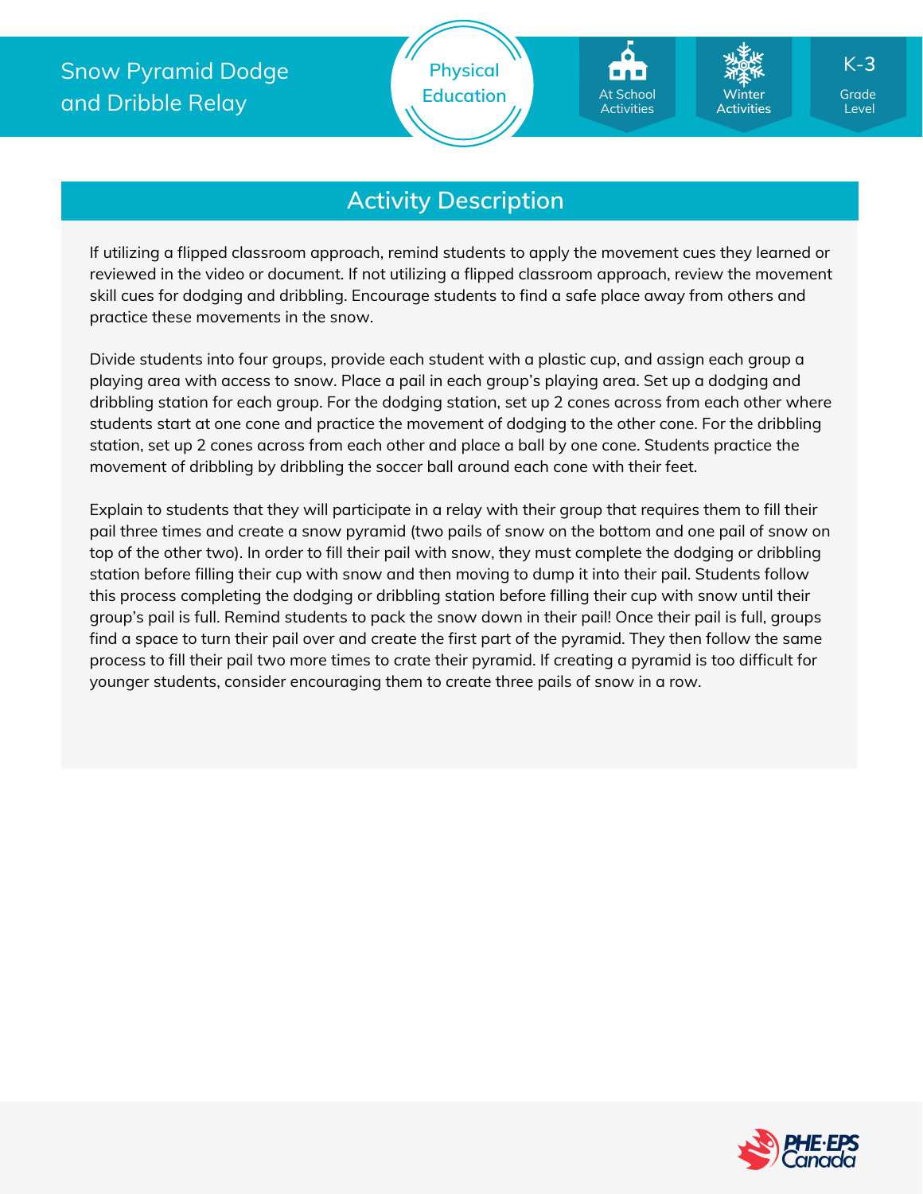# Snow Pyramid Dodge and Dribble Relay

Physical Education

At School Activities | Winter Activities | K-3 Grade Level

## Activity Description

If utilizing a flipped classroom approach, remind students to apply the movement cues they learned or reviewed in the video or document. If not utilizing a flipped classroom approach, review the movement skill cues for dodging and dribbling. Encourage students to find a safe place away from others and practice these movements in the snow.

Divide students into four groups, provide each student with a plastic cup, and assign each group a playing area with access to snow. Place a pail in each group's playing area. Set up a dodging and dribbling station for each group. For the dodging station, set up 2 cones across from each other where students start at one cone and practice the movement of dodging to the other cone. For the dribbling station, set up 2 cones across from each other and place a ball by one cone. Students practice the movement of dribbling by dribbling the soccer ball around each cone with their feet.

Explain to students that they will participate in a relay with their group that requires them to fill their pail three times and create a snow pyramid (two pails of snow on the bottom and one pail of snow on top of the other two). In order to fill their pail with snow, they must complete the dodging or dribbling station before filling their cup with snow and then moving to dump it into their pail. Students follow this process completing the dodging or dribbling station before filling their cup with snow until their group's pail is full. Remind students to pack the snow down in their pail! Once their pail is full, groups find a space to turn their pail over and create the first part of the pyramid. They then follow the same process to fill their pail two more times to crate their pyramid. If creating a pyramid is too difficult for younger students, consider encouraging them to create three pails of snow in a row.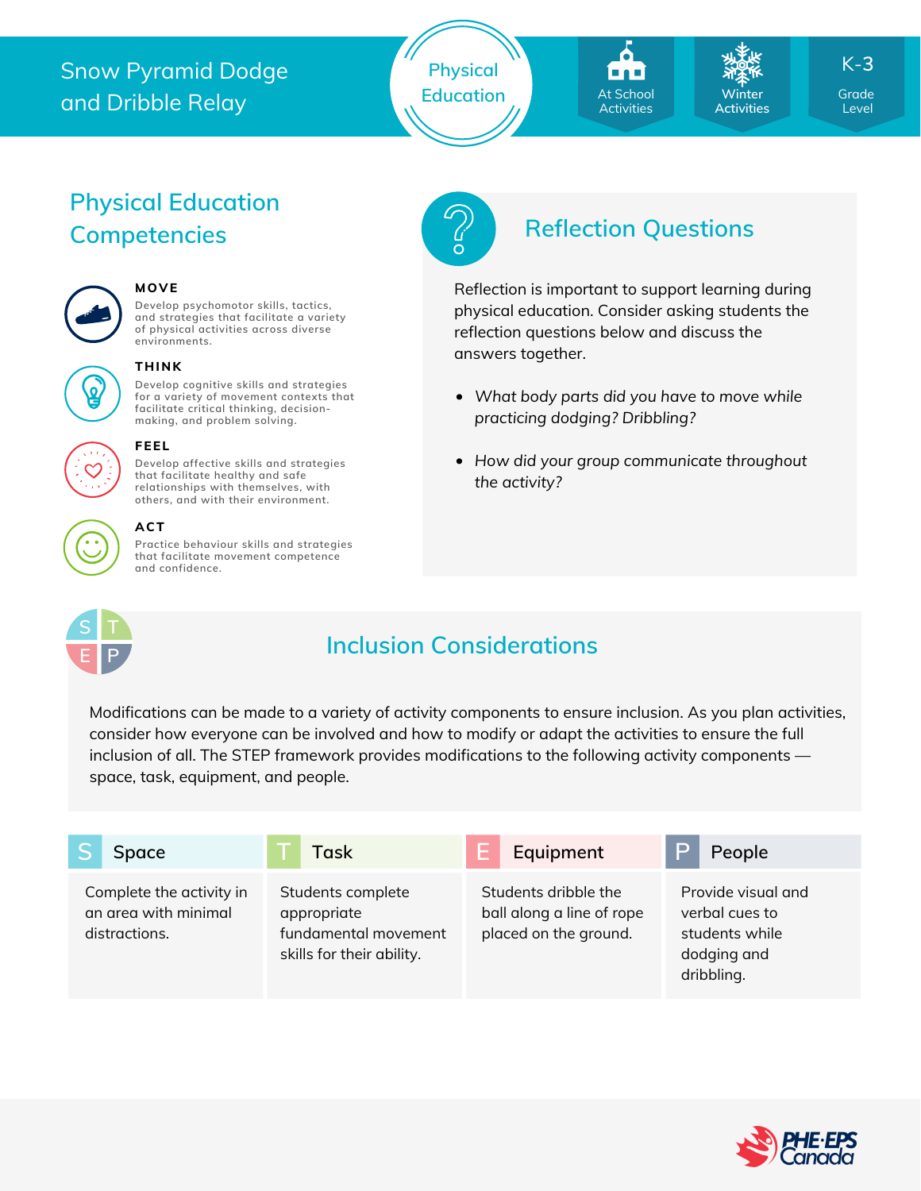# Snow Pyramid Dodge and Dribble Relay

Physical Education

At School Activities | Winter Activities | K-3 Grade Level

## Physical Education Competencies

**MOVE**
Develop psychomotor skills, tactics, and strategies that facilitate a variety of physical activities across diverse environments.

**THINK**
Develop cognitive skills and strategies for a variety of movement contexts that facilitate critical thinking, decision-making, and problem solving.

**FEEL**
Develop affective skills and strategies that facilitate healthy and safe relationships with themselves, with others, and with their environment.

**ACT**
Practice behaviour skills and strategies that facilitate movement competence and confidence.

## Reflection Questions

Reflection is important to support learning during physical education. Consider asking students the reflection questions below and discuss the answers together.

- *What body parts did you have to move while practicing dodging? Dribbling?*
- *How did your group communicate throughout the activity?*

## Inclusion Considerations

Modifications can be made to a variety of activity components to ensure inclusion. As you plan activities, consider how everyone can be involved and how to modify or adapt the activities to ensure the full inclusion of all. The STEP framework provides modifications to the following activity components — space, task, equipment, and people.

| S Space | T Task | E Equipment | P People |
|---|---|---|---|
| Complete the activity in an area with minimal distractions. | Students complete appropriate fundamental movement skills for their ability. | Students dribble the ball along a line of rope placed on the ground. | Provide visual and verbal cues to students while dodging and dribbling. |

PHE-EPS Canada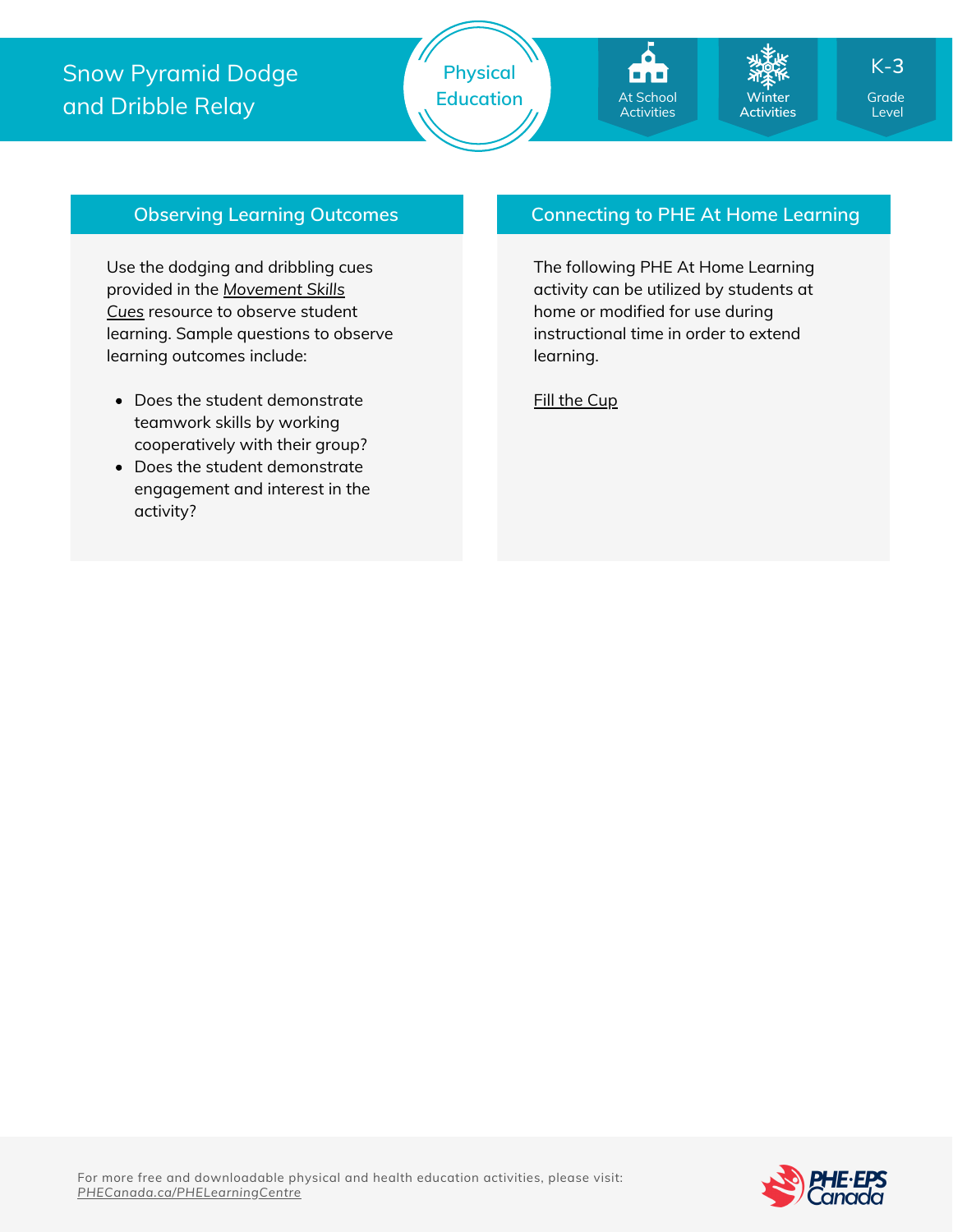Snow Pyramid Dodge and Dribble Relay

Physical Education

At School Activities

Winter Activities

K-3 Grade Level

## Observing Learning Outcomes

Use the dodging and dribbling cues provided in the *Movement Skills Cues* resource to observe student learning. Sample questions to observe learning outcomes include:

- Does the student demonstrate teamwork skills by working cooperatively with their group?
- Does the student demonstrate engagement and interest in the activity?

## Connecting to PHE At Home Learning

The following PHE At Home Learning activity can be utilized by students at home or modified for use during instructional time in order to extend learning.

Fill the Cup

For more free and downloadable physical and health education activities, please visit: *PHECanada.ca/PHELearningCentre*